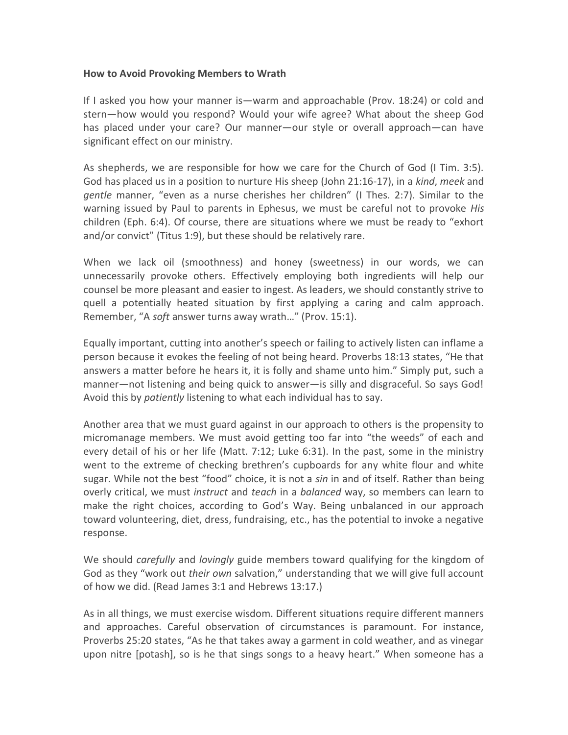**How to Avoid Provoking Members to Wrath**

If I asked you how your manner is—warm and approachable (Prov. 18:24) or cold and stern—how would you respond? Would your wife agree? What about the sheep God has placed under your care? Our manner—our style or overall approach—can have significant effect on our ministry.

As shepherds, we are responsible for how we care for the Church of God (I Tim. 3:5). God has placed us in a position to nurture His sheep (John 21:16-17), in a *kind*, *meek* and *gentle* manner, "even as a nurse cherishes her children" (I Thes. 2:7). Similar to the warning issued by Paul to parents in Ephesus, we must be careful not to provoke *His* children (Eph. 6:4). Of course, there are situations where we must be ready to "exhort and/or convict" (Titus 1:9), but these should be relatively rare.

When we lack oil (smoothness) and honey (sweetness) in our words, we can unnecessarily provoke others. Effectively employing both ingredients will help our counsel be more pleasant and easier to ingest. As leaders, we should constantly strive to quell a potentially heated situation by first applying a caring and calm approach. Remember, "A *soft* answer turns away wrath…" (Prov. 15:1).

Equally important, cutting into another's speech or failing to actively listen can inflame a person because it evokes the feeling of not being heard. Proverbs 18:13 states, "He that answers a matter before he hears it, it is folly and shame unto him." Simply put, such a manner—not listening and being quick to answer—is silly and disgraceful. So says God! Avoid this by *patiently* listening to what each individual has to say.

Another area that we must guard against in our approach to others is the propensity to micromanage members. We must avoid getting too far into "the weeds" of each and every detail of his or her life (Matt. 7:12; Luke 6:31). In the past, some in the ministry went to the extreme of checking brethren's cupboards for any white flour and white sugar. While not the best "food" choice, it is not a *sin* in and of itself. Rather than being overly critical, we must *instruct* and *teach* in a *balanced* way, so members can learn to make the right choices, according to God's Way. Being unbalanced in our approach toward volunteering, diet, dress, fundraising, etc., has the potential to invoke a negative response.

We should *carefully* and *lovingly* guide members toward qualifying for the kingdom of God as they "work out *their own* salvation," understanding that we will give full account of how we did. (Read James 3:1 and Hebrews 13:17.)

As in all things, we must exercise wisdom. Different situations require different manners and approaches. Careful observation of circumstances is paramount. For instance, Proverbs 25:20 states, "As he that takes away a garment in cold weather, and as vinegar upon nitre [potash], so is he that sings songs to a heavy heart." When someone has a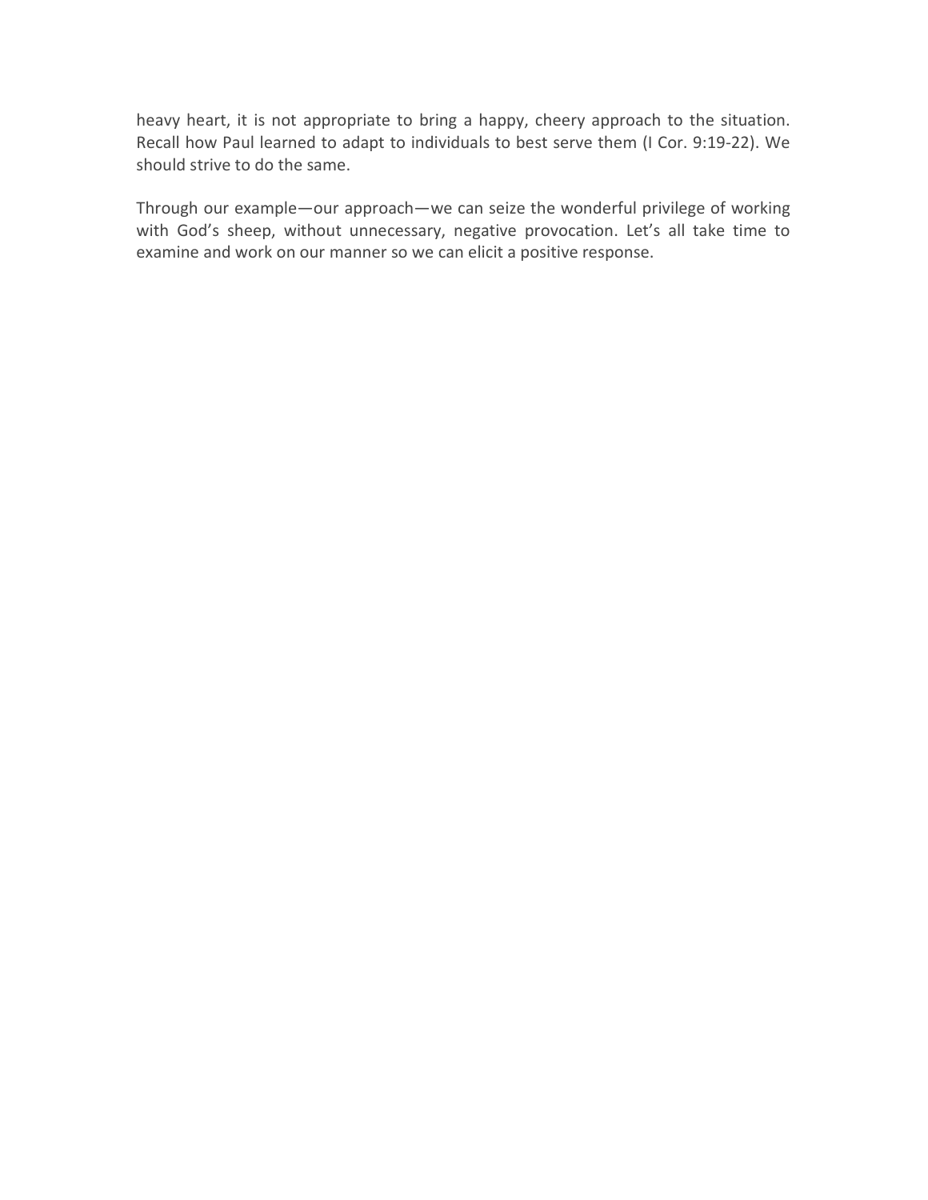heavy heart, it is not appropriate to bring a happy, cheery approach to the situation. Recall how Paul learned to adapt to individuals to best serve them (I Cor. 9:19-22). We should strive to do the same.

Through our example—our approach—we can seize the wonderful privilege of working with God's sheep, without unnecessary, negative provocation. Let's all take time to examine and work on our manner so we can elicit a positive response.